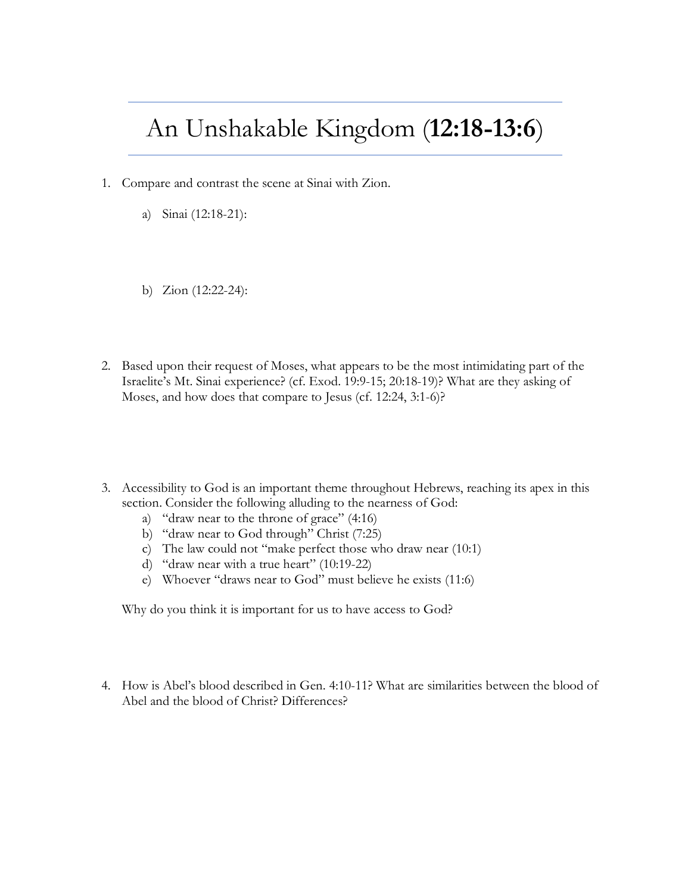# An Unshakable Kingdom (**12:18-13:6**)

1. Compare and contrast the scene at Sinai with Zion.

   a) Sinai (12:18-21):

   b) Zion (12:22-24):

2. Based upon their request of Moses, what appears to be the most intimidating part of the Israelite's Mt. Sinai experience? (cf. Exod. 19:9-15; 20:18-19)? What are they asking of Moses, and how does that compare to Jesus (cf. 12:24, 3:1-6)?

3. Accessibility to God is an important theme throughout Hebrews, reaching its apex in this section. Consider the following alluding to the nearness of God:

   a) "draw near to the throne of grace" (4:16)
   b) "draw near to God through" Christ (7:25)
   c) The law could not "make perfect those who draw near (10:1)
   d) "draw near with a true heart" (10:19-22)
   e) Whoever "draws near to God" must believe he exists (11:6)

   Why do you think it is important for us to have access to God?

4. How is Abel's blood described in Gen. 4:10-11? What are similarities between the blood of Abel and the blood of Christ? Differences?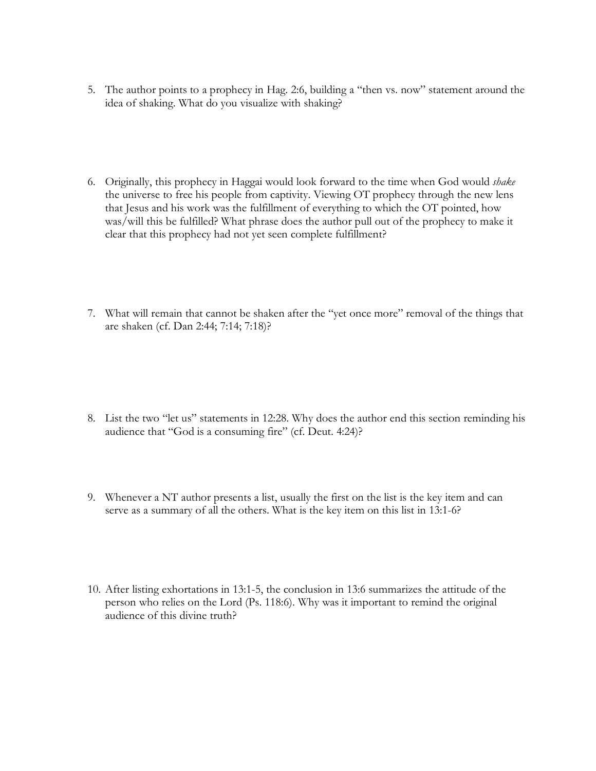5. The author points to a prophecy in Hag. 2:6, building a "then vs. now" statement around the idea of shaking. What do you visualize with shaking?

6. Originally, this prophecy in Haggai would look forward to the time when God would *shake* the universe to free his people from captivity. Viewing OT prophecy through the new lens that Jesus and his work was the fulfillment of everything to which the OT pointed, how was/will this be fulfilled? What phrase does the author pull out of the prophecy to make it clear that this prophecy had not yet seen complete fulfillment?

7. What will remain that cannot be shaken after the "yet once more" removal of the things that are shaken (cf. Dan 2:44; 7:14; 7:18)?

8. List the two "let us" statements in 12:28. Why does the author end this section reminding his audience that "God is a consuming fire" (cf. Deut. 4:24)?

9. Whenever a NT author presents a list, usually the first on the list is the key item and can serve as a summary of all the others. What is the key item on this list in 13:1-6?

10. After listing exhortations in 13:1-5, the conclusion in 13:6 summarizes the attitude of the person who relies on the Lord (Ps. 118:6). Why was it important to remind the original audience of this divine truth?